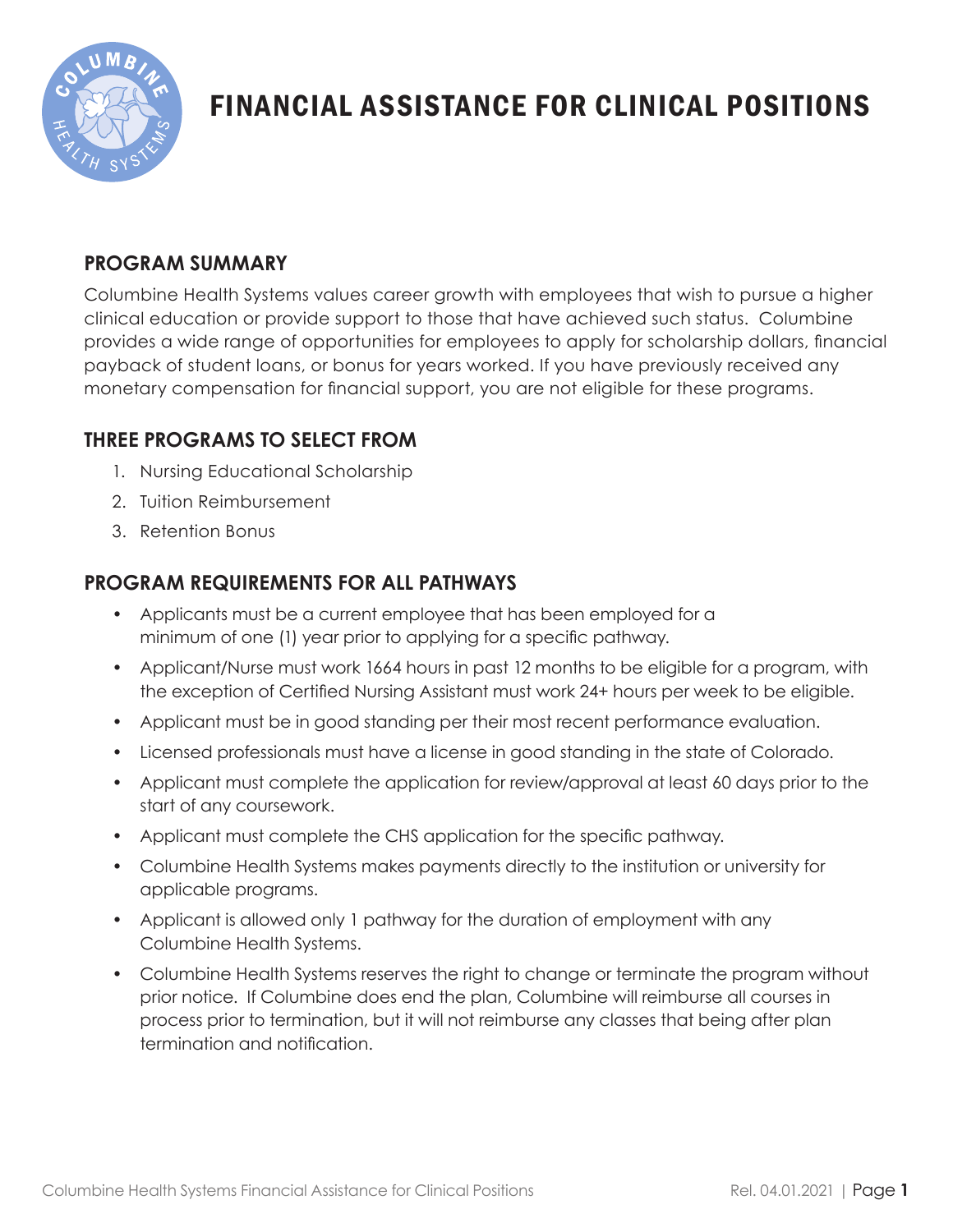# FINANCIAL ASSISTANCE FOR CLINICAL POSITIONS

## PROGRAM SUMMARY

Columbine Health Systems values career growth with employees that wish to pursue a higher clinical education or provide support to those that have achieved such status. Columbine provides a wide range of opportunities for employees to apply for scholarship dollars, financial payback of student loans, or bonus for years worked. If you have previously received any monetary compensation for financial support, you are not eligible for these programs.

## THREE PROGRAMS TO SELECT FROM

1. Nursing Educational Scholarship
2. Tuition Reimbursement
3. Retention Bonus

## PROGRAM REQUIREMENTS FOR ALL PATHWAYS

- Applicants must be a current employee that has been employed for a minimum of one (1) year prior to applying for a specific pathway.
- Applicant/Nurse must work 1664 hours in past 12 months to be eligible for a program, with the exception of Certified Nursing Assistant must work 24+ hours per week to be eligible.
- Applicant must be in good standing per their most recent performance evaluation.
- Licensed professionals must have a license in good standing in the state of Colorado.
- Applicant must complete the application for review/approval at least 60 days prior to the start of any coursework.
- Applicant must complete the CHS application for the specific pathway.
- Columbine Health Systems makes payments directly to the institution or university for applicable programs.
- Applicant is allowed only 1 pathway for the duration of employment with any Columbine Health Systems.
- Columbine Health Systems reserves the right to change or terminate the program without prior notice. If Columbine does end the plan, Columbine will reimburse all courses in process prior to termination, but it will not reimburse any classes that being after plan termination and notification.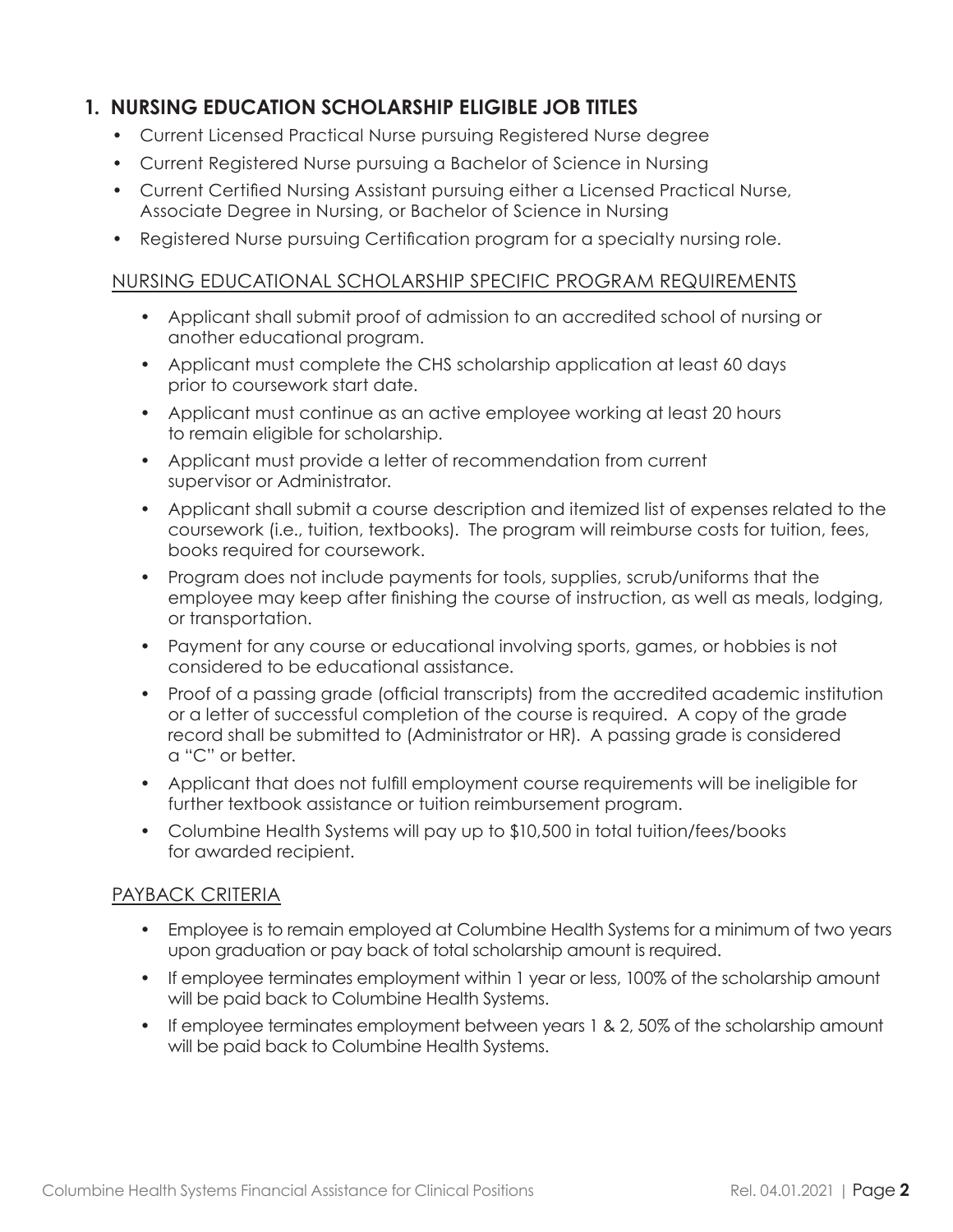## 1. NURSING EDUCATION SCHOLARSHIP ELIGIBLE JOB TITLES

- Current Licensed Practical Nurse pursuing Registered Nurse degree
- Current Registered Nurse pursuing a Bachelor of Science in Nursing
- Current Certified Nursing Assistant pursuing either a Licensed Practical Nurse, Associate Degree in Nursing, or Bachelor of Science in Nursing
- Registered Nurse pursuing Certification program for a specialty nursing role.

### NURSING EDUCATIONAL SCHOLARSHIP SPECIFIC PROGRAM REQUIREMENTS

- Applicant shall submit proof of admission to an accredited school of nursing or another educational program.
- Applicant must complete the CHS scholarship application at least 60 days prior to coursework start date.
- Applicant must continue as an active employee working at least 20 hours to remain eligible for scholarship.
- Applicant must provide a letter of recommendation from current supervisor or Administrator.
- Applicant shall submit a course description and itemized list of expenses related to the coursework (i.e., tuition, textbooks). The program will reimburse costs for tuition, fees, books required for coursework.
- Program does not include payments for tools, supplies, scrub/uniforms that the employee may keep after finishing the course of instruction, as well as meals, lodging, or transportation.
- Payment for any course or educational involving sports, games, or hobbies is not considered to be educational assistance.
- Proof of a passing grade (official transcripts) from the accredited academic institution or a letter of successful completion of the course is required. A copy of the grade record shall be submitted to (Administrator or HR). A passing grade is considered a "C" or better.
- Applicant that does not fulfill employment course requirements will be ineligible for further textbook assistance or tuition reimbursement program.
- Columbine Health Systems will pay up to $10,500 in total tuition/fees/books for awarded recipient.

### PAYBACK CRITERIA

- Employee is to remain employed at Columbine Health Systems for a minimum of two years upon graduation or pay back of total scholarship amount is required.
- If employee terminates employment within 1 year or less, 100% of the scholarship amount will be paid back to Columbine Health Systems.
- If employee terminates employment between years 1 & 2, 50% of the scholarship amount will be paid back to Columbine Health Systems.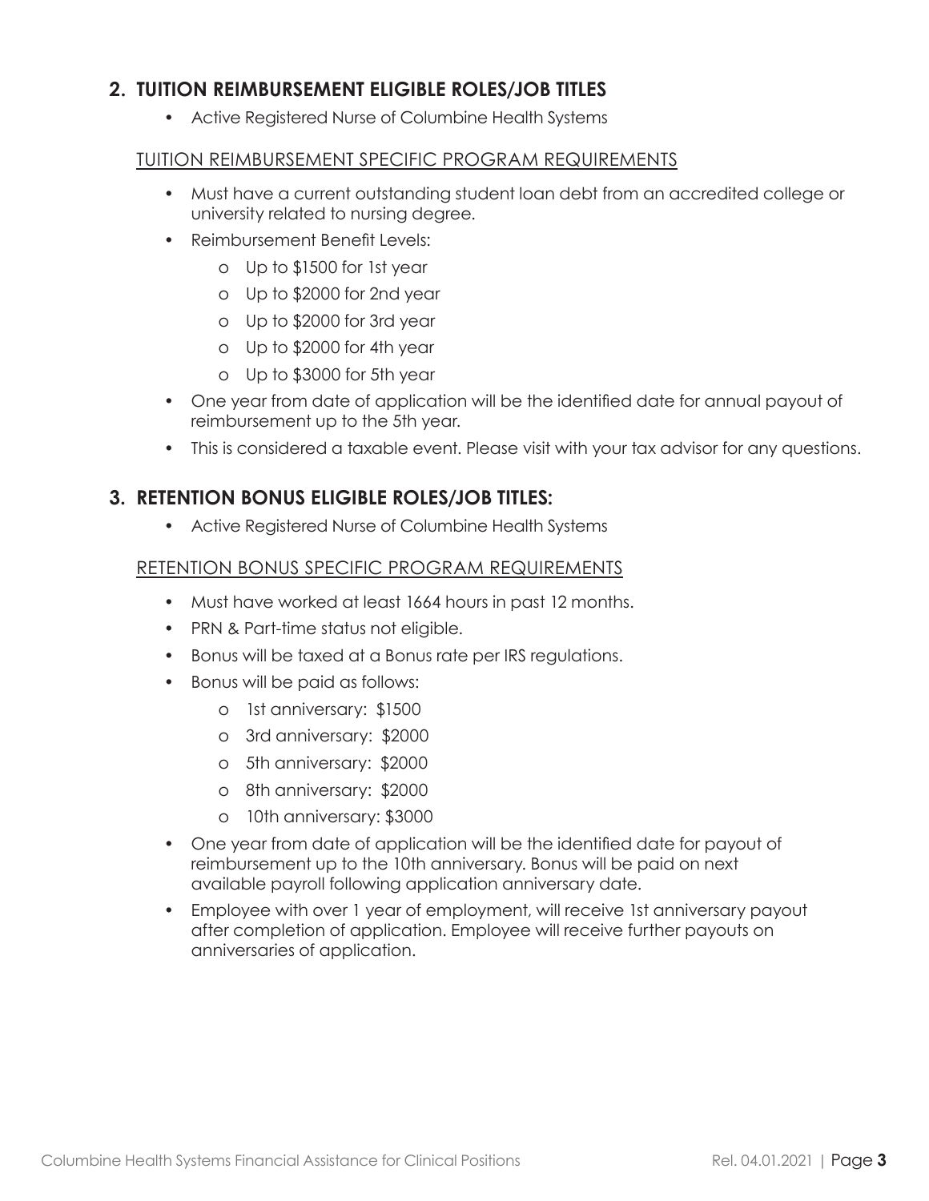## 2. TUITION REIMBURSEMENT ELIGIBLE ROLES/JOB TITLES

- Active Registered Nurse of Columbine Health Systems

TUITION REIMBURSEMENT SPECIFIC PROGRAM REQUIREMENTS

- Must have a current outstanding student loan debt from an accredited college or university related to nursing degree.
- Reimbursement Benefit Levels:
  - Up to $1500 for 1st year
  - Up to $2000 for 2nd year
  - Up to $2000 for 3rd year
  - Up to $2000 for 4th year
  - Up to $3000 for 5th year
- One year from date of application will be the identified date for annual payout of reimbursement up to the 5th year.
- This is considered a taxable event. Please visit with your tax advisor for any questions.

## 3. RETENTION BONUS ELIGIBLE ROLES/JOB TITLES:

- Active Registered Nurse of Columbine Health Systems

RETENTION BONUS SPECIFIC PROGRAM REQUIREMENTS

- Must have worked at least 1664 hours in past 12 months.
- PRN & Part-time status not eligible.
- Bonus will be taxed at a Bonus rate per IRS regulations.
- Bonus will be paid as follows:
  - 1st anniversary: $1500
  - 3rd anniversary: $2000
  - 5th anniversary: $2000
  - 8th anniversary: $2000
  - 10th anniversary: $3000
- One year from date of application will be the identified date for payout of reimbursement up to the 10th anniversary. Bonus will be paid on next available payroll following application anniversary date.
- Employee with over 1 year of employment, will receive 1st anniversary payout after completion of application. Employee will receive further payouts on anniversaries of application.